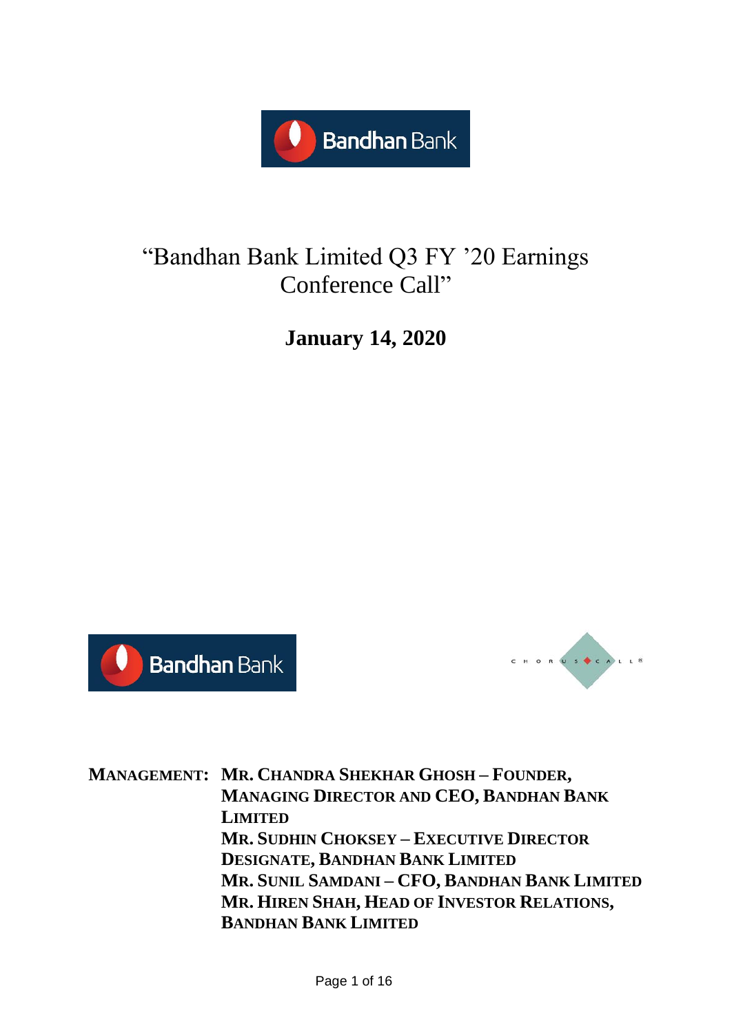# "Bandhan Bank Limited Q3 FY '20 Earnings Conference Call"

**January 14, 2020**

**MANAGEMENT:** **MR. CHANDRA SHEKHAR GHOSH – FOUNDER, MANAGING DIRECTOR AND CEO, BANDHAN BANK LIMITED**
**MR. SUDHIN CHOKSEY – EXECUTIVE DIRECTOR DESIGNATE, BANDHAN BANK LIMITED**
**MR. SUNIL SAMDANI – CFO, BANDHAN BANK LIMITED**
**MR. HIREN SHAH, HEAD OF INVESTOR RELATIONS, BANDHAN BANK LIMITED**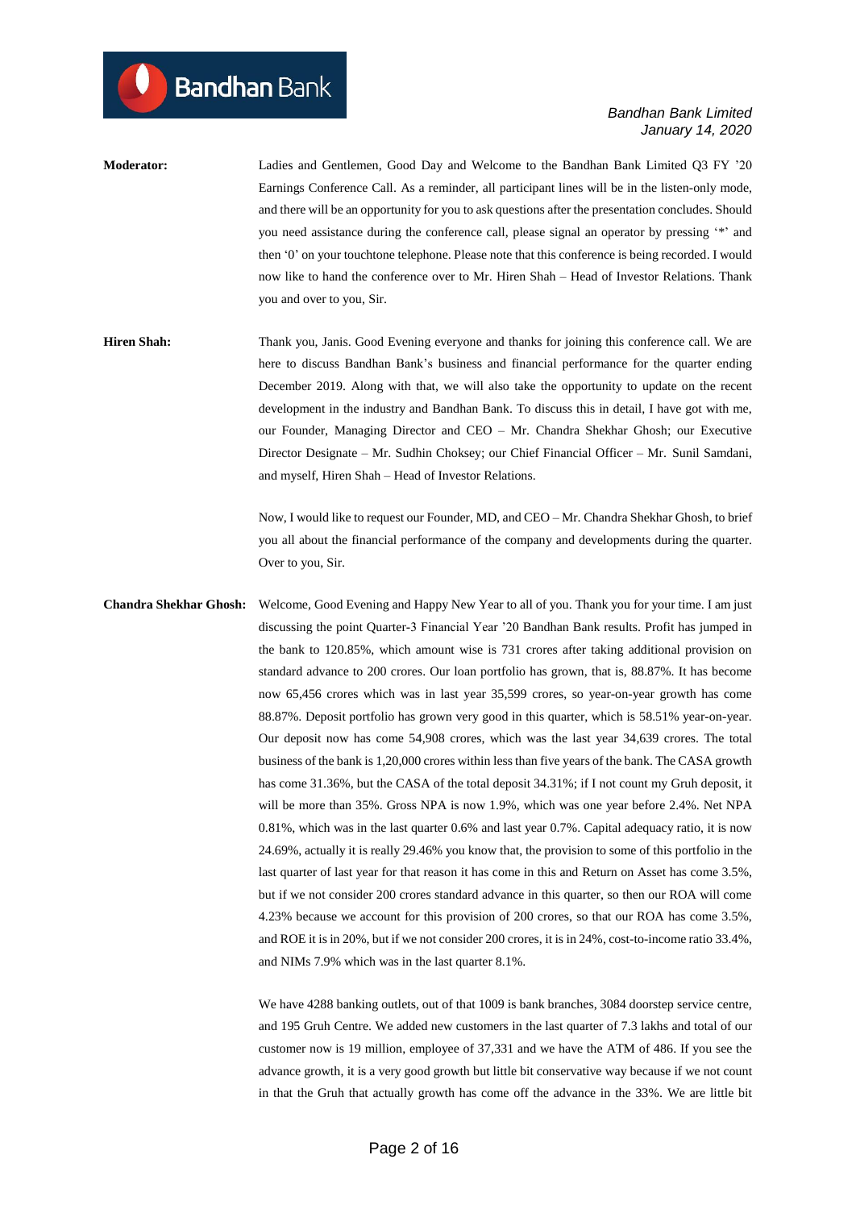**Moderator:** Ladies and Gentlemen, Good Day and Welcome to the Bandhan Bank Limited Q3 FY '20 Earnings Conference Call. As a reminder, all participant lines will be in the listen-only mode, and there will be an opportunity for you to ask questions after the presentation concludes. Should you need assistance during the conference call, please signal an operator by pressing '*' and then '0' on your touchtone telephone. Please note that this conference is being recorded. I would now like to hand the conference over to Mr. Hiren Shah – Head of Investor Relations. Thank you and over to you, Sir.

**Hiren Shah:** Thank you, Janis. Good Evening everyone and thanks for joining this conference call. We are here to discuss Bandhan Bank's business and financial performance for the quarter ending December 2019. Along with that, we will also take the opportunity to update on the recent development in the industry and Bandhan Bank. To discuss this in detail, I have got with me, our Founder, Managing Director and CEO – Mr. Chandra Shekhar Ghosh; our Executive Director Designate – Mr. Sudhin Choksey; our Chief Financial Officer – Mr. Sunil Samdani, and myself, Hiren Shah – Head of Investor Relations.

Now, I would like to request our Founder, MD, and CEO – Mr. Chandra Shekhar Ghosh, to brief you all about the financial performance of the company and developments during the quarter. Over to you, Sir.

**Chandra Shekhar Ghosh:** Welcome, Good Evening and Happy New Year to all of you. Thank you for your time. I am just discussing the point Quarter-3 Financial Year '20 Bandhan Bank results. Profit has jumped in the bank to 120.85%, which amount wise is 731 crores after taking additional provision on standard advance to 200 crores. Our loan portfolio has grown, that is, 88.87%. It has become now 65,456 crores which was in last year 35,599 crores, so year-on-year growth has come 88.87%. Deposit portfolio has grown very good in this quarter, which is 58.51% year-on-year. Our deposit now has come 54,908 crores, which was the last year 34,639 crores. The total business of the bank is 1,20,000 crores within less than five years of the bank. The CASA growth has come 31.36%, but the CASA of the total deposit 34.31%; if I not count my Gruh deposit, it will be more than 35%. Gross NPA is now 1.9%, which was one year before 2.4%. Net NPA 0.81%, which was in the last quarter 0.6% and last year 0.7%. Capital adequacy ratio, it is now 24.69%, actually it is really 29.46% you know that, the provision to some of this portfolio in the last quarter of last year for that reason it has come in this and Return on Asset has come 3.5%, but if we not consider 200 crores standard advance in this quarter, so then our ROA will come 4.23% because we account for this provision of 200 crores, so that our ROA has come 3.5%, and ROE it is in 20%, but if we not consider 200 crores, it is in 24%, cost-to-income ratio 33.4%, and NIMs 7.9% which was in the last quarter 8.1%.

We have 4288 banking outlets, out of that 1009 is bank branches, 3084 doorstep service centre, and 195 Gruh Centre. We added new customers in the last quarter of 7.3 lakhs and total of our customer now is 19 million, employee of 37,331 and we have the ATM of 486. If you see the advance growth, it is a very good growth but little bit conservative way because if we not count in that the Gruh that actually growth has come off the advance in the 33%. We are little bit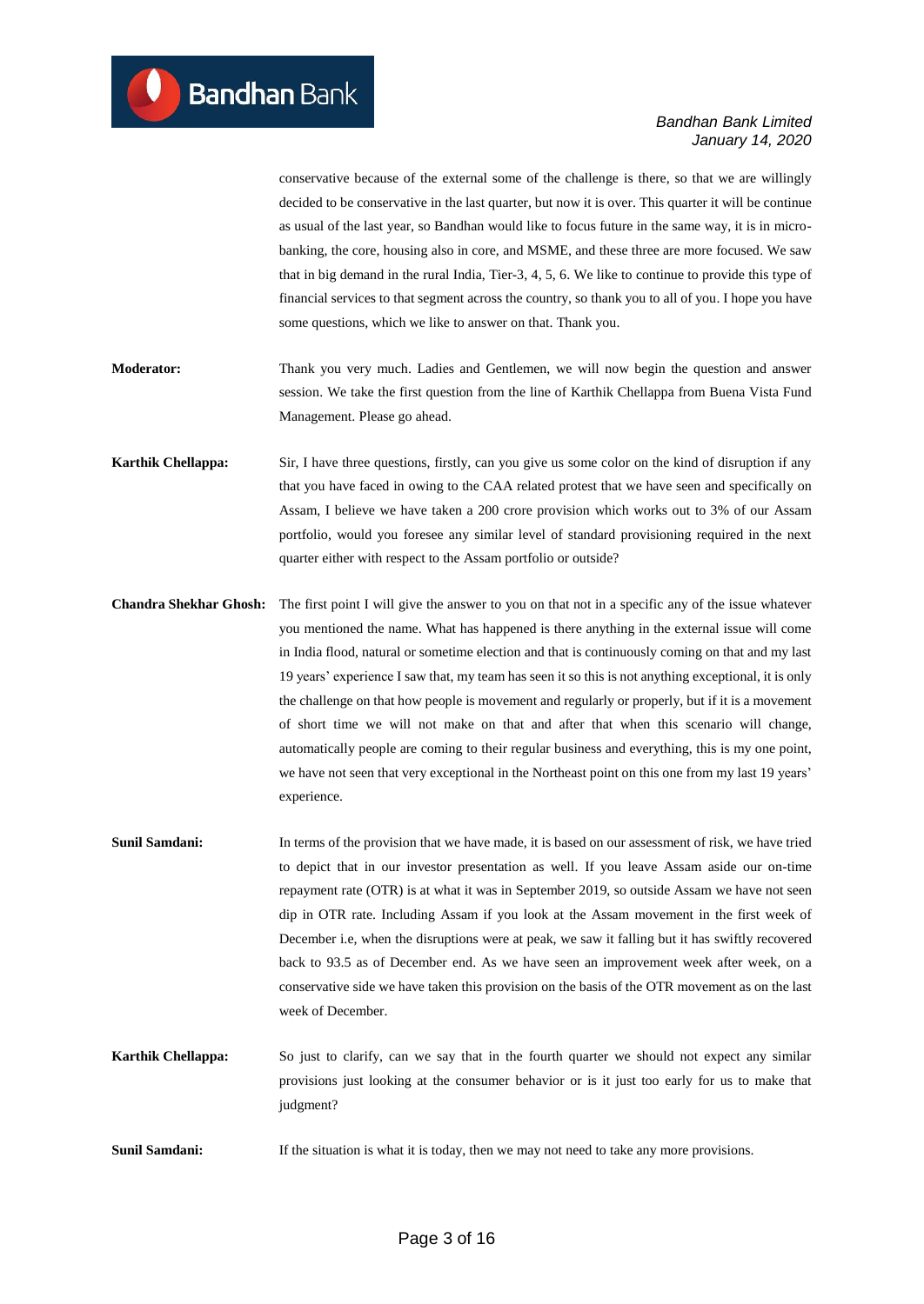conservative because of the external some of the challenge is there, so that we are willingly decided to be conservative in the last quarter, but now it is over. This quarter it will be continue as usual of the last year, so Bandhan would like to focus future in the same way, it is in micro-banking, the core, housing also in core, and MSME, and these three are more focused. We saw that in big demand in the rural India, Tier-3, 4, 5, 6. We like to continue to provide this type of financial services to that segment across the country, so thank you to all of you. I hope you have some questions, which we like to answer on that. Thank you.

**Moderator:** Thank you very much. Ladies and Gentlemen, we will now begin the question and answer session. We take the first question from the line of Karthik Chellappa from Buena Vista Fund Management. Please go ahead.

**Karthik Chellappa:** Sir, I have three questions, firstly, can you give us some color on the kind of disruption if any that you have faced in owing to the CAA related protest that we have seen and specifically on Assam, I believe we have taken a 200 crore provision which works out to 3% of our Assam portfolio, would you foresee any similar level of standard provisioning required in the next quarter either with respect to the Assam portfolio or outside?

**Chandra Shekhar Ghosh:** The first point I will give the answer to you on that not in a specific any of the issue whatever you mentioned the name. What has happened is there anything in the external issue will come in India flood, natural or sometime election and that is continuously coming on that and my last 19 years' experience I saw that, my team has seen it so this is not anything exceptional, it is only the challenge on that how people is movement and regularly or properly, but if it is a movement of short time we will not make on that and after that when this scenario will change, automatically people are coming to their regular business and everything, this is my one point, we have not seen that very exceptional in the Northeast point on this one from my last 19 years' experience.

**Sunil Samdani:** In terms of the provision that we have made, it is based on our assessment of risk, we have tried to depict that in our investor presentation as well. If you leave Assam aside our on-time repayment rate (OTR) is at what it was in September 2019, so outside Assam we have not seen dip in OTR rate. Including Assam if you look at the Assam movement in the first week of December i.e, when the disruptions were at peak, we saw it falling but it has swiftly recovered back to 93.5 as of December end. As we have seen an improvement week after week, on a conservative side we have taken this provision on the basis of the OTR movement as on the last week of December.

**Karthik Chellappa:** So just to clarify, can we say that in the fourth quarter we should not expect any similar provisions just looking at the consumer behavior or is it just too early for us to make that judgment?

**Sunil Samdani:** If the situation is what it is today, then we may not need to take any more provisions.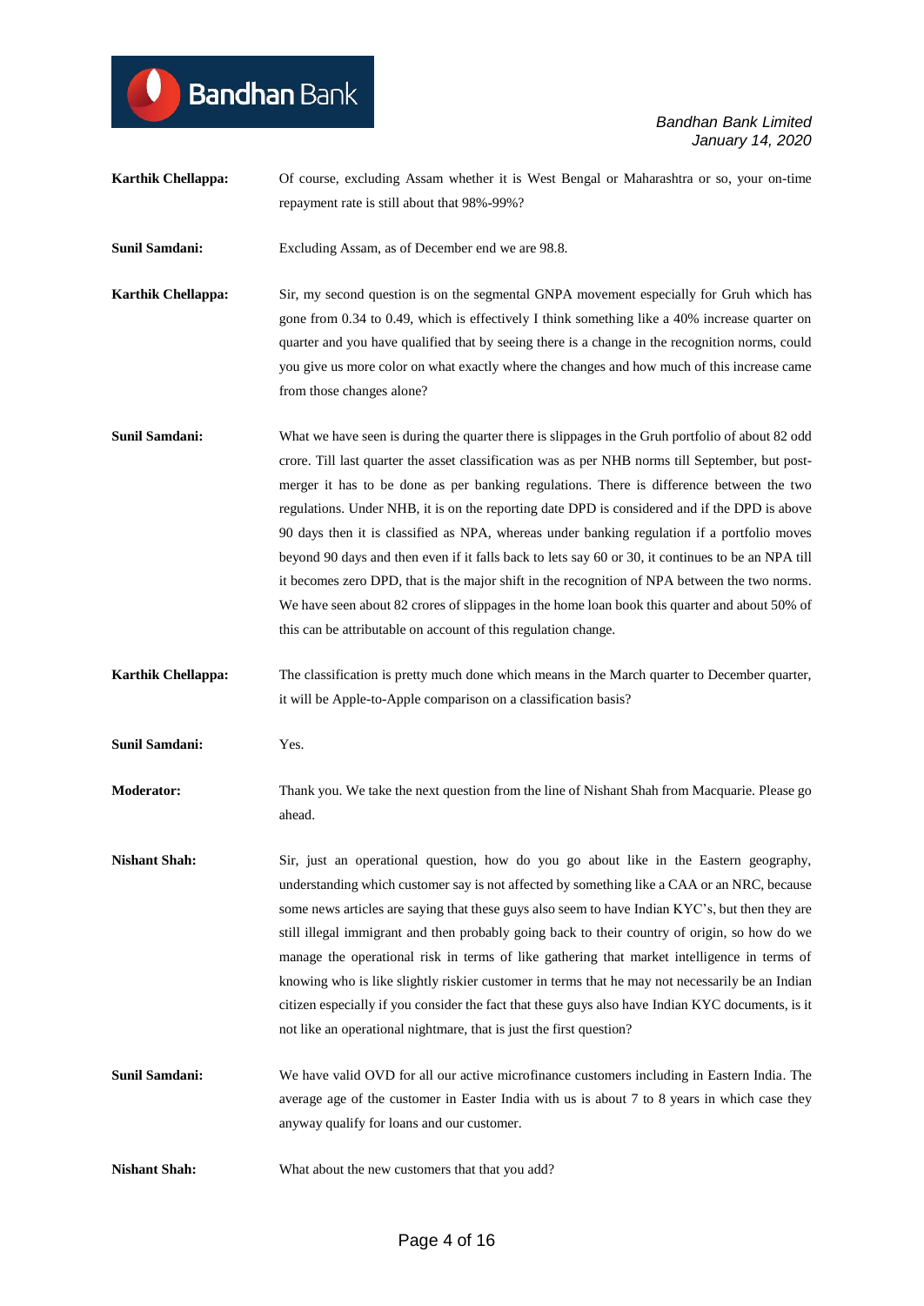**Karthik Chellappa:** Of course, excluding Assam whether it is West Bengal or Maharashtra or so, your on-time repayment rate is still about that 98%-99%?

**Sunil Samdani:** Excluding Assam, as of December end we are 98.8.

**Karthik Chellappa:** Sir, my second question is on the segmental GNPA movement especially for Gruh which has gone from 0.34 to 0.49, which is effectively I think something like a 40% increase quarter on quarter and you have qualified that by seeing there is a change in the recognition norms, could you give us more color on what exactly where the changes and how much of this increase came from those changes alone?

**Sunil Samdani:** What we have seen is during the quarter there is slippages in the Gruh portfolio of about 82 odd crore. Till last quarter the asset classification was as per NHB norms till September, but post-merger it has to be done as per banking regulations. There is difference between the two regulations. Under NHB, it is on the reporting date DPD is considered and if the DPD is above 90 days then it is classified as NPA, whereas under banking regulation if a portfolio moves beyond 90 days and then even if it falls back to lets say 60 or 30, it continues to be an NPA till it becomes zero DPD, that is the major shift in the recognition of NPA between the two norms. We have seen about 82 crores of slippages in the home loan book this quarter and about 50% of this can be attributable on account of this regulation change.

**Karthik Chellappa:** The classification is pretty much done which means in the March quarter to December quarter, it will be Apple-to-Apple comparison on a classification basis?

**Sunil Samdani:** Yes.

**Moderator:** Thank you. We take the next question from the line of Nishant Shah from Macquarie. Please go ahead.

**Nishant Shah:** Sir, just an operational question, how do you go about like in the Eastern geography, understanding which customer say is not affected by something like a CAA or an NRC, because some news articles are saying that these guys also seem to have Indian KYC's, but then they are still illegal immigrant and then probably going back to their country of origin, so how do we manage the operational risk in terms of like gathering that market intelligence in terms of knowing who is like slightly riskier customer in terms that he may not necessarily be an Indian citizen especially if you consider the fact that these guys also have Indian KYC documents, is it not like an operational nightmare, that is just the first question?

**Sunil Samdani:** We have valid OVD for all our active microfinance customers including in Eastern India. The average age of the customer in Easter India with us is about 7 to 8 years in which case they anyway qualify for loans and our customer.

**Nishant Shah:** What about the new customers that that you add?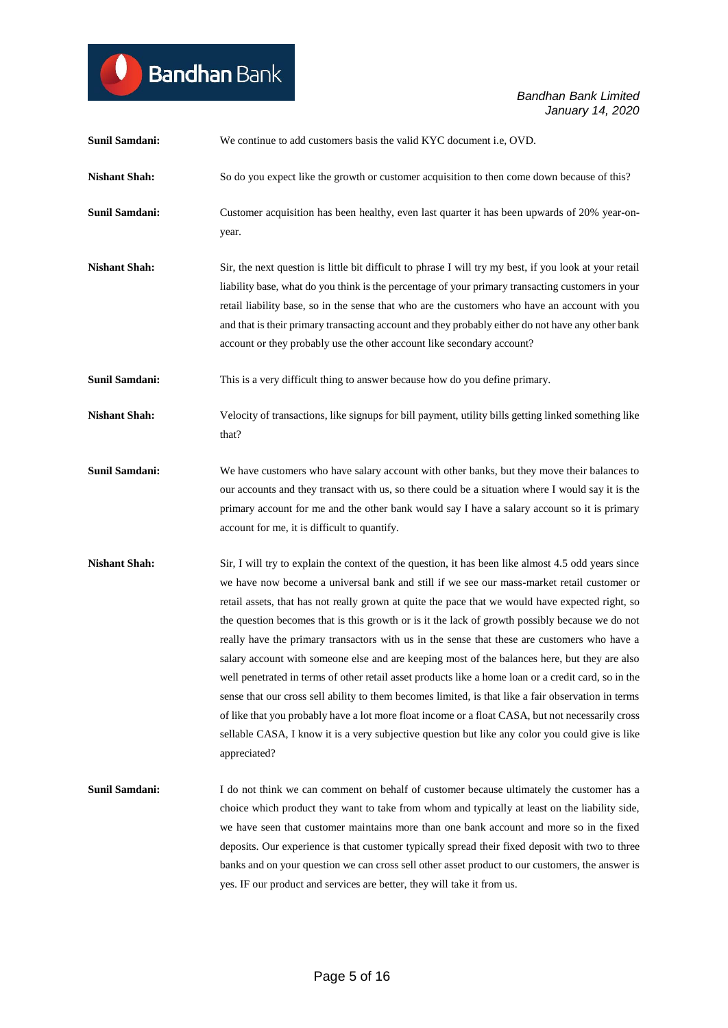**Sunil Samdani:** We continue to add customers basis the valid KYC document i.e, OVD.

**Nishant Shah:** So do you expect like the growth or customer acquisition to then come down because of this?

**Sunil Samdani:** Customer acquisition has been healthy, even last quarter it has been upwards of 20% year-on-year.

**Nishant Shah:** Sir, the next question is little bit difficult to phrase I will try my best, if you look at your retail liability base, what do you think is the percentage of your primary transacting customers in your retail liability base, so in the sense that who are the customers who have an account with you and that is their primary transacting account and they probably either do not have any other bank account or they probably use the other account like secondary account?

**Sunil Samdani:** This is a very difficult thing to answer because how do you define primary.

**Nishant Shah:** Velocity of transactions, like signups for bill payment, utility bills getting linked something like that?

**Sunil Samdani:** We have customers who have salary account with other banks, but they move their balances to our accounts and they transact with us, so there could be a situation where I would say it is the primary account for me and the other bank would say I have a salary account so it is primary account for me, it is difficult to quantify.

**Nishant Shah:** Sir, I will try to explain the context of the question, it has been like almost 4.5 odd years since we have now become a universal bank and still if we see our mass-market retail customer or retail assets, that has not really grown at quite the pace that we would have expected right, so the question becomes that is this growth or is it the lack of growth possibly because we do not really have the primary transactors with us in the sense that these are customers who have a salary account with someone else and are keeping most of the balances here, but they are also well penetrated in terms of other retail asset products like a home loan or a credit card, so in the sense that our cross sell ability to them becomes limited, is that like a fair observation in terms of like that you probably have a lot more float income or a float CASA, but not necessarily cross sellable CASA, I know it is a very subjective question but like any color you could give is like appreciated?

**Sunil Samdani:** I do not think we can comment on behalf of customer because ultimately the customer has a choice which product they want to take from whom and typically at least on the liability side, we have seen that customer maintains more than one bank account and more so in the fixed deposits. Our experience is that customer typically spread their fixed deposit with two to three banks and on your question we can cross sell other asset product to our customers, the answer is yes. IF our product and services are better, they will take it from us.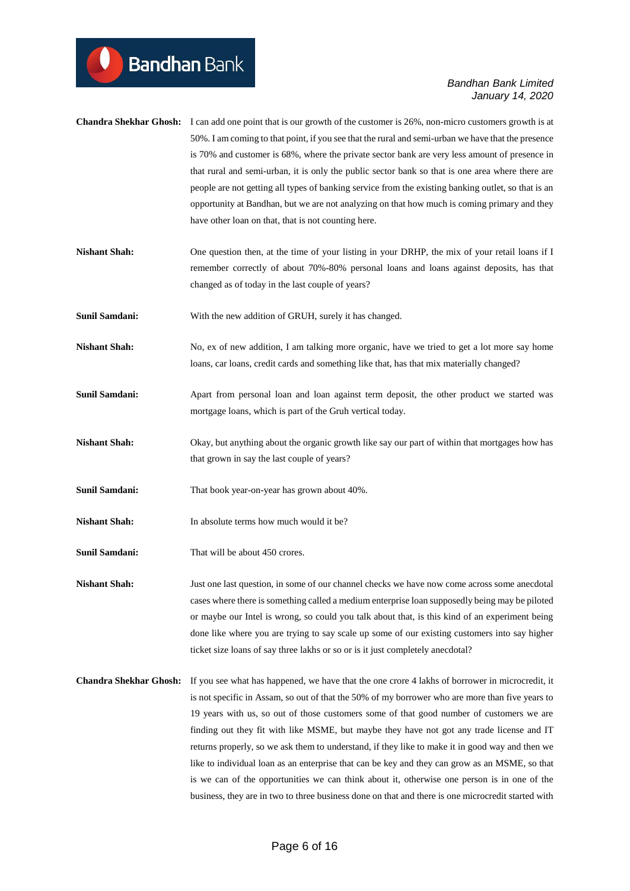**Chandra Shekhar Ghosh:** I can add one point that is our growth of the customer is 26%, non-micro customers growth is at 50%. I am coming to that point, if you see that the rural and semi-urban we have that the presence is 70% and customer is 68%, where the private sector bank are very less amount of presence in that rural and semi-urban, it is only the public sector bank so that is one area where there are people are not getting all types of banking service from the existing banking outlet, so that is an opportunity at Bandhan, but we are not analyzing on that how much is coming primary and they have other loan on that, that is not counting here.

**Nishant Shah:** One question then, at the time of your listing in your DRHP, the mix of your retail loans if I remember correctly of about 70%-80% personal loans and loans against deposits, has that changed as of today in the last couple of years?

**Sunil Samdani:** With the new addition of GRUH, surely it has changed.

**Nishant Shah:** No, ex of new addition, I am talking more organic, have we tried to get a lot more say home loans, car loans, credit cards and something like that, has that mix materially changed?

**Sunil Samdani:** Apart from personal loan and loan against term deposit, the other product we started was mortgage loans, which is part of the Gruh vertical today.

**Nishant Shah:** Okay, but anything about the organic growth like say our part of within that mortgages how has that grown in say the last couple of years?

**Sunil Samdani:** That book year-on-year has grown about 40%.

**Nishant Shah:** In absolute terms how much would it be?

**Sunil Samdani:** That will be about 450 crores.

**Nishant Shah:** Just one last question, in some of our channel checks we have now come across some anecdotal cases where there is something called a medium enterprise loan supposedly being may be piloted or maybe our Intel is wrong, so could you talk about that, is this kind of an experiment being done like where you are trying to say scale up some of our existing customers into say higher ticket size loans of say three lakhs or so or is it just completely anecdotal?

**Chandra Shekhar Ghosh:** If you see what has happened, we have that the one crore 4 lakhs of borrower in microcredit, it is not specific in Assam, so out of that the 50% of my borrower who are more than five years to 19 years with us, so out of those customers some of that good number of customers we are finding out they fit with like MSME, but maybe they have not got any trade license and IT returns properly, so we ask them to understand, if they like to make it in good way and then we like to individual loan as an enterprise that can be key and they can grow as an MSME, so that is we can of the opportunities we can think about it, otherwise one person is in one of the business, they are in two to three business done on that and there is one microcredit started with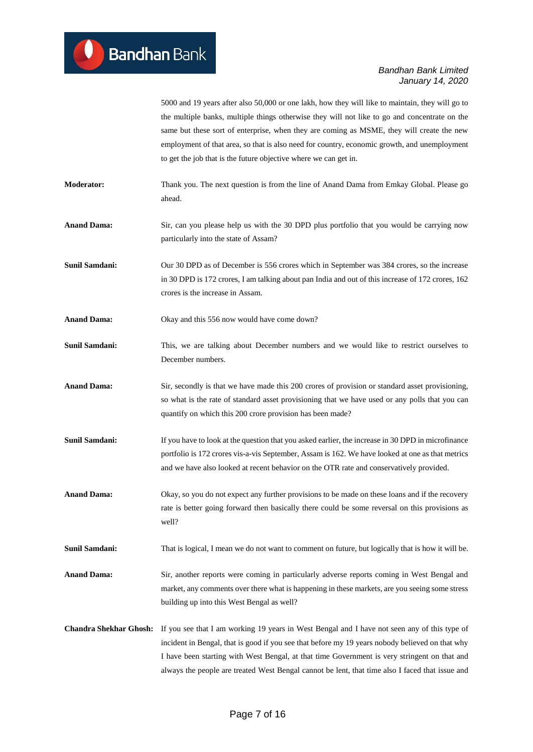5000 and 19 years after also 50,000 or one lakh, how they will like to maintain, they will go to the multiple banks, multiple things otherwise they will not like to go and concentrate on the same but these sort of enterprise, when they are coming as MSME, they will create the new employment of that area, so that is also need for country, economic growth, and unemployment to get the job that is the future objective where we can get in.

**Moderator:** Thank you. The next question is from the line of Anand Dama from Emkay Global. Please go ahead.

**Anand Dama:** Sir, can you please help us with the 30 DPD plus portfolio that you would be carrying now particularly into the state of Assam?

**Sunil Samdani:** Our 30 DPD as of December is 556 crores which in September was 384 crores, so the increase in 30 DPD is 172 crores, I am talking about pan India and out of this increase of 172 crores, 162 crores is the increase in Assam.

**Anand Dama:** Okay and this 556 now would have come down?

**Sunil Samdani:** This, we are talking about December numbers and we would like to restrict ourselves to December numbers.

**Anand Dama:** Sir, secondly is that we have made this 200 crores of provision or standard asset provisioning, so what is the rate of standard asset provisioning that we have used or any polls that you can quantify on which this 200 crore provision has been made?

**Sunil Samdani:** If you have to look at the question that you asked earlier, the increase in 30 DPD in microfinance portfolio is 172 crores vis-a-vis September, Assam is 162. We have looked at one as that metrics and we have also looked at recent behavior on the OTR rate and conservatively provided.

**Anand Dama:** Okay, so you do not expect any further provisions to be made on these loans and if the recovery rate is better going forward then basically there could be some reversal on this provisions as well?

**Sunil Samdani:** That is logical, I mean we do not want to comment on future, but logically that is how it will be.

**Anand Dama:** Sir, another reports were coming in particularly adverse reports coming in West Bengal and market, any comments over there what is happening in these markets, are you seeing some stress building up into this West Bengal as well?

**Chandra Shekhar Ghosh:** If you see that I am working 19 years in West Bengal and I have not seen any of this type of incident in Bengal, that is good if you see that before my 19 years nobody believed on that why I have been starting with West Bengal, at that time Government is very stringent on that and always the people are treated West Bengal cannot be lent, that time also I faced that issue and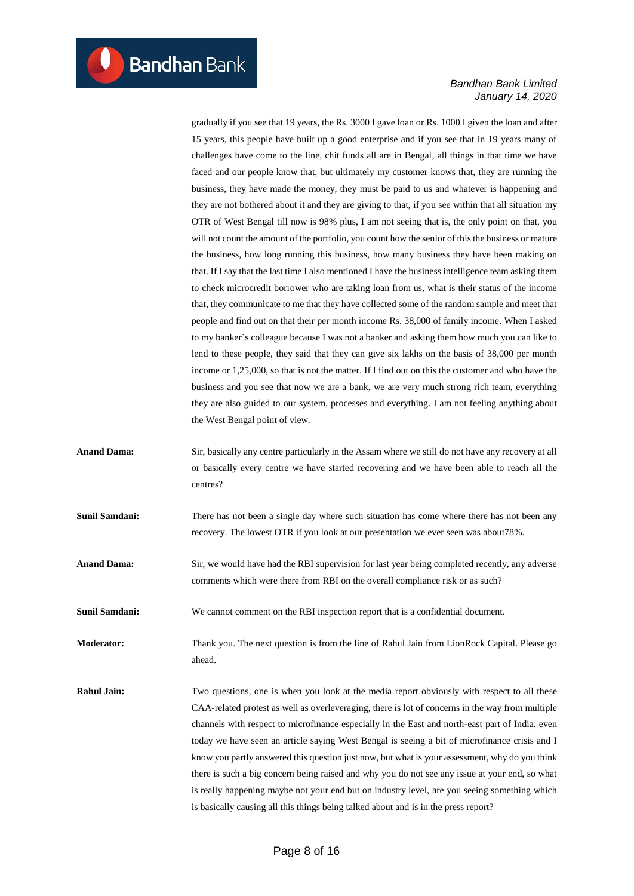gradually if you see that 19 years, the Rs. 3000 I gave loan or Rs. 1000 I given the loan and after 15 years, this people have built up a good enterprise and if you see that in 19 years many of challenges have come to the line, chit funds all are in Bengal, all things in that time we have faced and our people know that, but ultimately my customer knows that, they are running the business, they have made the money, they must be paid to us and whatever is happening and they are not bothered about it and they are giving to that, if you see within that all situation my OTR of West Bengal till now is 98% plus, I am not seeing that is, the only point on that, you will not count the amount of the portfolio, you count how the senior of this the business or mature the business, how long running this business, how many business they have been making on that. If I say that the last time I also mentioned I have the business intelligence team asking them to check microcredit borrower who are taking loan from us, what is their status of the income that, they communicate to me that they have collected some of the random sample and meet that people and find out on that their per month income Rs. 38,000 of family income. When I asked to my banker's colleague because I was not a banker and asking them how much you can like to lend to these people, they said that they can give six lakhs on the basis of 38,000 per month income or 1,25,000, so that is not the matter. If I find out on this the customer and who have the business and you see that now we are a bank, we are very much strong rich team, everything they are also guided to our system, processes and everything. I am not feeling anything about the West Bengal point of view.

**Anand Dama:** Sir, basically any centre particularly in the Assam where we still do not have any recovery at all or basically every centre we have started recovering and we have been able to reach all the centres?

**Sunil Samdani:** There has not been a single day where such situation has come where there has not been any recovery. The lowest OTR if you look at our presentation we ever seen was about78%.

**Anand Dama:** Sir, we would have had the RBI supervision for last year being completed recently, any adverse comments which were there from RBI on the overall compliance risk or as such?

**Sunil Samdani:** We cannot comment on the RBI inspection report that is a confidential document.

**Moderator:** Thank you. The next question is from the line of Rahul Jain from LionRock Capital. Please go ahead.

**Rahul Jain:** Two questions, one is when you look at the media report obviously with respect to all these CAA-related protest as well as overleveraging, there is lot of concerns in the way from multiple channels with respect to microfinance especially in the East and north-east part of India, even today we have seen an article saying West Bengal is seeing a bit of microfinance crisis and I know you partly answered this question just now, but what is your assessment, why do you think there is such a big concern being raised and why you do not see any issue at your end, so what is really happening maybe not your end but on industry level, are you seeing something which is basically causing all this things being talked about and is in the press report?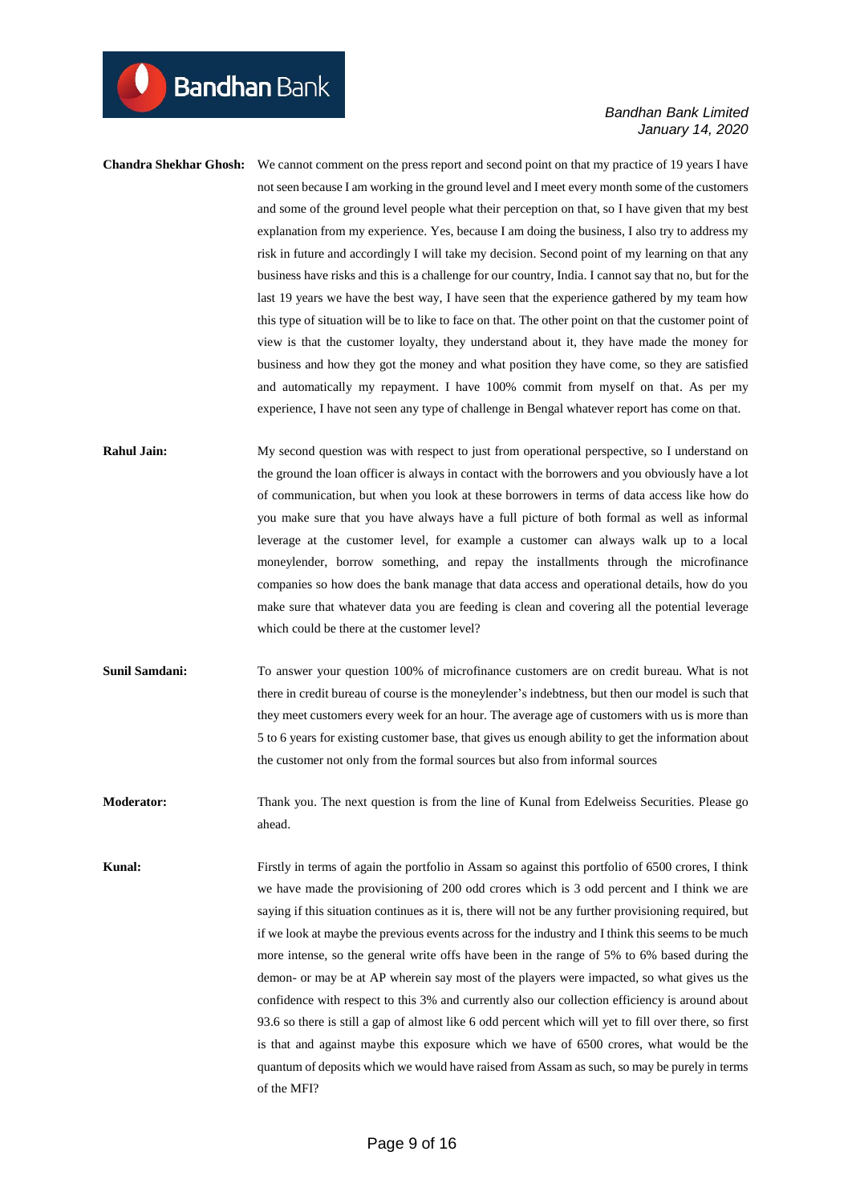**Chandra Shekhar Ghosh:** We cannot comment on the press report and second point on that my practice of 19 years I have not seen because I am working in the ground level and I meet every month some of the customers and some of the ground level people what their perception on that, so I have given that my best explanation from my experience. Yes, because I am doing the business, I also try to address my risk in future and accordingly I will take my decision. Second point of my learning on that any business have risks and this is a challenge for our country, India. I cannot say that no, but for the last 19 years we have the best way, I have seen that the experience gathered by my team how this type of situation will be to like to face on that. The other point on that the customer point of view is that the customer loyalty, they understand about it, they have made the money for business and how they got the money and what position they have come, so they are satisfied and automatically my repayment. I have 100% commit from myself on that. As per my experience, I have not seen any type of challenge in Bengal whatever report has come on that.

**Rahul Jain:** My second question was with respect to just from operational perspective, so I understand on the ground the loan officer is always in contact with the borrowers and you obviously have a lot of communication, but when you look at these borrowers in terms of data access like how do you make sure that you have always have a full picture of both formal as well as informal leverage at the customer level, for example a customer can always walk up to a local moneylender, borrow something, and repay the installments through the microfinance companies so how does the bank manage that data access and operational details, how do you make sure that whatever data you are feeding is clean and covering all the potential leverage which could be there at the customer level?

**Sunil Samdani:** To answer your question 100% of microfinance customers are on credit bureau. What is not there in credit bureau of course is the moneylender's indebtness, but then our model is such that they meet customers every week for an hour. The average age of customers with us is more than 5 to 6 years for existing customer base, that gives us enough ability to get the information about the customer not only from the formal sources but also from informal sources

**Moderator:** Thank you. The next question is from the line of Kunal from Edelweiss Securities. Please go ahead.

**Kunal:** Firstly in terms of again the portfolio in Assam so against this portfolio of 6500 crores, I think we have made the provisioning of 200 odd crores which is 3 odd percent and I think we are saying if this situation continues as it is, there will not be any further provisioning required, but if we look at maybe the previous events across for the industry and I think this seems to be much more intense, so the general write offs have been in the range of 5% to 6% based during the demon- or may be at AP wherein say most of the players were impacted, so what gives us the confidence with respect to this 3% and currently also our collection efficiency is around about 93.6 so there is still a gap of almost like 6 odd percent which will yet to fill over there, so first is that and against maybe this exposure which we have of 6500 crores, what would be the quantum of deposits which we would have raised from Assam as such, so may be purely in terms of the MFI?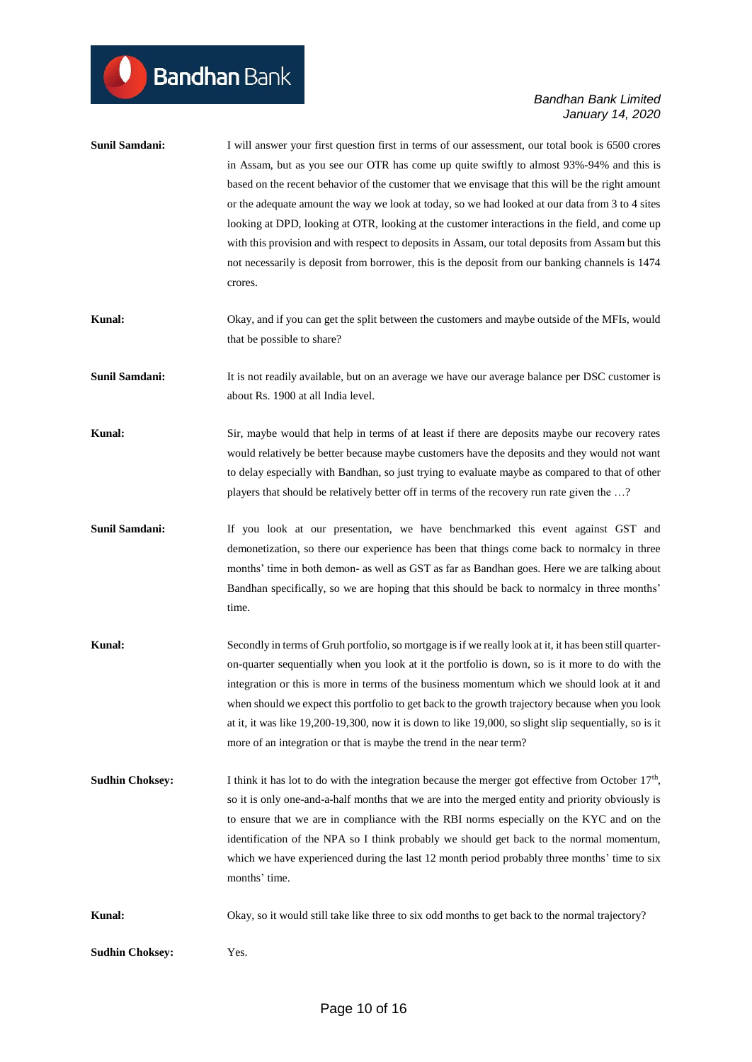**Sunil Samdani:** I will answer your first question first in terms of our assessment, our total book is 6500 crores in Assam, but as you see our OTR has come up quite swiftly to almost 93%-94% and this is based on the recent behavior of the customer that we envisage that this will be the right amount or the adequate amount the way we look at today, so we had looked at our data from 3 to 4 sites looking at DPD, looking at OTR, looking at the customer interactions in the field, and come up with this provision and with respect to deposits in Assam, our total deposits from Assam but this not necessarily is deposit from borrower, this is the deposit from our banking channels is 1474 crores.

**Kunal:** Okay, and if you can get the split between the customers and maybe outside of the MFIs, would that be possible to share?

**Sunil Samdani:** It is not readily available, but on an average we have our average balance per DSC customer is about Rs. 1900 at all India level.

**Kunal:** Sir, maybe would that help in terms of at least if there are deposits maybe our recovery rates would relatively be better because maybe customers have the deposits and they would not want to delay especially with Bandhan, so just trying to evaluate maybe as compared to that of other players that should be relatively better off in terms of the recovery run rate given the …?

**Sunil Samdani:** If you look at our presentation, we have benchmarked this event against GST and demonetization, so there our experience has been that things come back to normalcy in three months' time in both demon- as well as GST as far as Bandhan goes. Here we are talking about Bandhan specifically, so we are hoping that this should be back to normalcy in three months' time.

**Kunal:** Secondly in terms of Gruh portfolio, so mortgage is if we really look at it, it has been still quarter-on-quarter sequentially when you look at it the portfolio is down, so is it more to do with the integration or this is more in terms of the business momentum which we should look at it and when should we expect this portfolio to get back to the growth trajectory because when you look at it, it was like 19,200-19,300, now it is down to like 19,000, so slight slip sequentially, so is it more of an integration or that is maybe the trend in the near term?

**Sudhin Choksey:** I think it has lot to do with the integration because the merger got effective from October 17th, so it is only one-and-a-half months that we are into the merged entity and priority obviously is to ensure that we are in compliance with the RBI norms especially on the KYC and on the identification of the NPA so I think probably we should get back to the normal momentum, which we have experienced during the last 12 month period probably three months' time to six months' time.

**Kunal:** Okay, so it would still take like three to six odd months to get back to the normal trajectory?

**Sudhin Choksey:** Yes.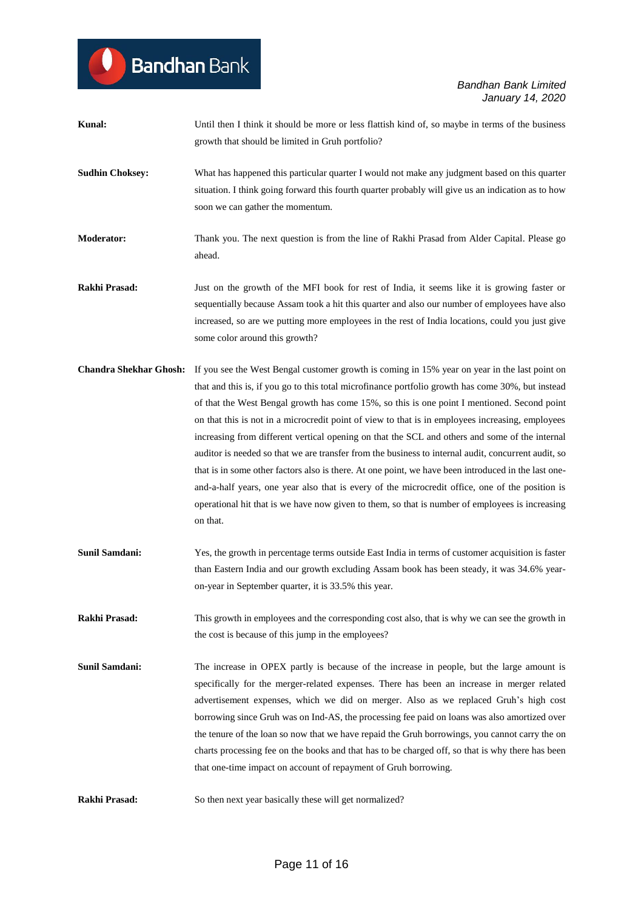**Kunal:** Until then I think it should be more or less flattish kind of, so maybe in terms of the business growth that should be limited in Gruh portfolio?

**Sudhin Choksey:** What has happened this particular quarter I would not make any judgment based on this quarter situation. I think going forward this fourth quarter probably will give us an indication as to how soon we can gather the momentum.

**Moderator:** Thank you. The next question is from the line of Rakhi Prasad from Alder Capital. Please go ahead.

**Rakhi Prasad:** Just on the growth of the MFI book for rest of India, it seems like it is growing faster or sequentially because Assam took a hit this quarter and also our number of employees have also increased, so are we putting more employees in the rest of India locations, could you just give some color around this growth?

**Chandra Shekhar Ghosh:** If you see the West Bengal customer growth is coming in 15% year on year in the last point on that and this is, if you go to this total microfinance portfolio growth has come 30%, but instead of that the West Bengal growth has come 15%, so this is one point I mentioned. Second point on that this is not in a microcredit point of view to that is in employees increasing, employees increasing from different vertical opening on that the SCL and others and some of the internal auditor is needed so that we are transfer from the business to internal audit, concurrent audit, so that is in some other factors also is there. At one point, we have been introduced in the last one-and-a-half years, one year also that is every of the microcredit office, one of the position is operational hit that is we have now given to them, so that is number of employees is increasing on that.

**Sunil Samdani:** Yes, the growth in percentage terms outside East India in terms of customer acquisition is faster than Eastern India and our growth excluding Assam book has been steady, it was 34.6% year-on-year in September quarter, it is 33.5% this year.

**Rakhi Prasad:** This growth in employees and the corresponding cost also, that is why we can see the growth in the cost is because of this jump in the employees?

**Sunil Samdani:** The increase in OPEX partly is because of the increase in people, but the large amount is specifically for the merger-related expenses. There has been an increase in merger related advertisement expenses, which we did on merger. Also as we replaced Gruh's high cost borrowing since Gruh was on Ind-AS, the processing fee paid on loans was also amortized over the tenure of the loan so now that we have repaid the Gruh borrowings, you cannot carry the on charts processing fee on the books and that has to be charged off, so that is why there has been that one-time impact on account of repayment of Gruh borrowing.

**Rakhi Prasad:** So then next year basically these will get normalized?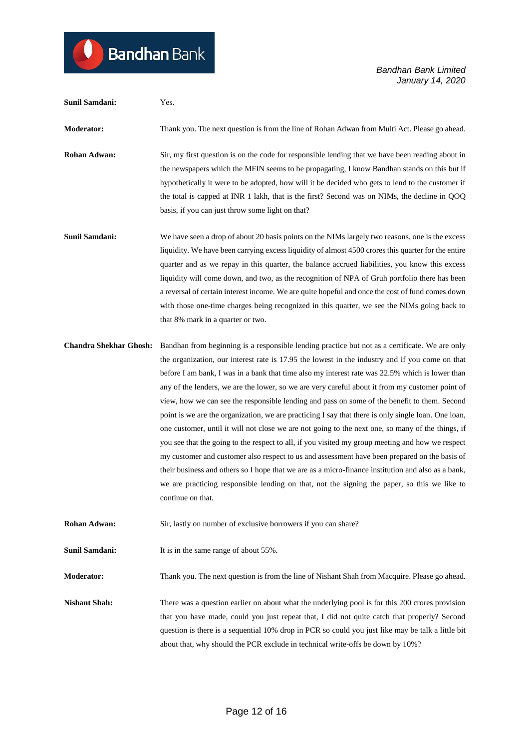**Sunil Samdani:** Yes.

**Moderator:** Thank you. The next question is from the line of Rohan Adwan from Multi Act. Please go ahead.

**Rohan Adwan:** Sir, my first question is on the code for responsible lending that we have been reading about in the newspapers which the MFIN seems to be propagating, I know Bandhan stands on this but if hypothetically it were to be adopted, how will it be decided who gets to lend to the customer if the total is capped at INR 1 lakh, that is the first? Second was on NIMs, the decline in QOQ basis, if you can just throw some light on that?

**Sunil Samdani:** We have seen a drop of about 20 basis points on the NIMs largely two reasons, one is the excess liquidity. We have been carrying excess liquidity of almost 4500 crores this quarter for the entire quarter and as we repay in this quarter, the balance accrued liabilities, you know this excess liquidity will come down, and two, as the recognition of NPA of Gruh portfolio there has been a reversal of certain interest income. We are quite hopeful and once the cost of fund comes down with those one-time charges being recognized in this quarter, we see the NIMs going back to that 8% mark in a quarter or two.

**Chandra Shekhar Ghosh:** Bandhan from beginning is a responsible lending practice but not as a certificate. We are only the organization, our interest rate is 17.95 the lowest in the industry and if you come on that before I am bank, I was in a bank that time also my interest rate was 22.5% which is lower than any of the lenders, we are the lower, so we are very careful about it from my customer point of view, how we can see the responsible lending and pass on some of the benefit to them. Second point is we are the organization, we are practicing I say that there is only single loan. One loan, one customer, until it will not close we are not going to the next one, so many of the things, if you see that the going to the respect to all, if you visited my group meeting and how we respect my customer and customer also respect to us and assessment have been prepared on the basis of their business and others so I hope that we are as a micro-finance institution and also as a bank, we are practicing responsible lending on that, not the signing the paper, so this we like to continue on that.

**Rohan Adwan:** Sir, lastly on number of exclusive borrowers if you can share?

**Sunil Samdani:** It is in the same range of about 55%.

**Moderator:** Thank you. The next question is from the line of Nishant Shah from Macquire. Please go ahead.

**Nishant Shah:** There was a question earlier on about what the underlying pool is for this 200 crores provision that you have made, could you just repeat that, I did not quite catch that properly? Second question is there is a sequential 10% drop in PCR so could you just like may be talk a little bit about that, why should the PCR exclude in technical write-offs be down by 10%?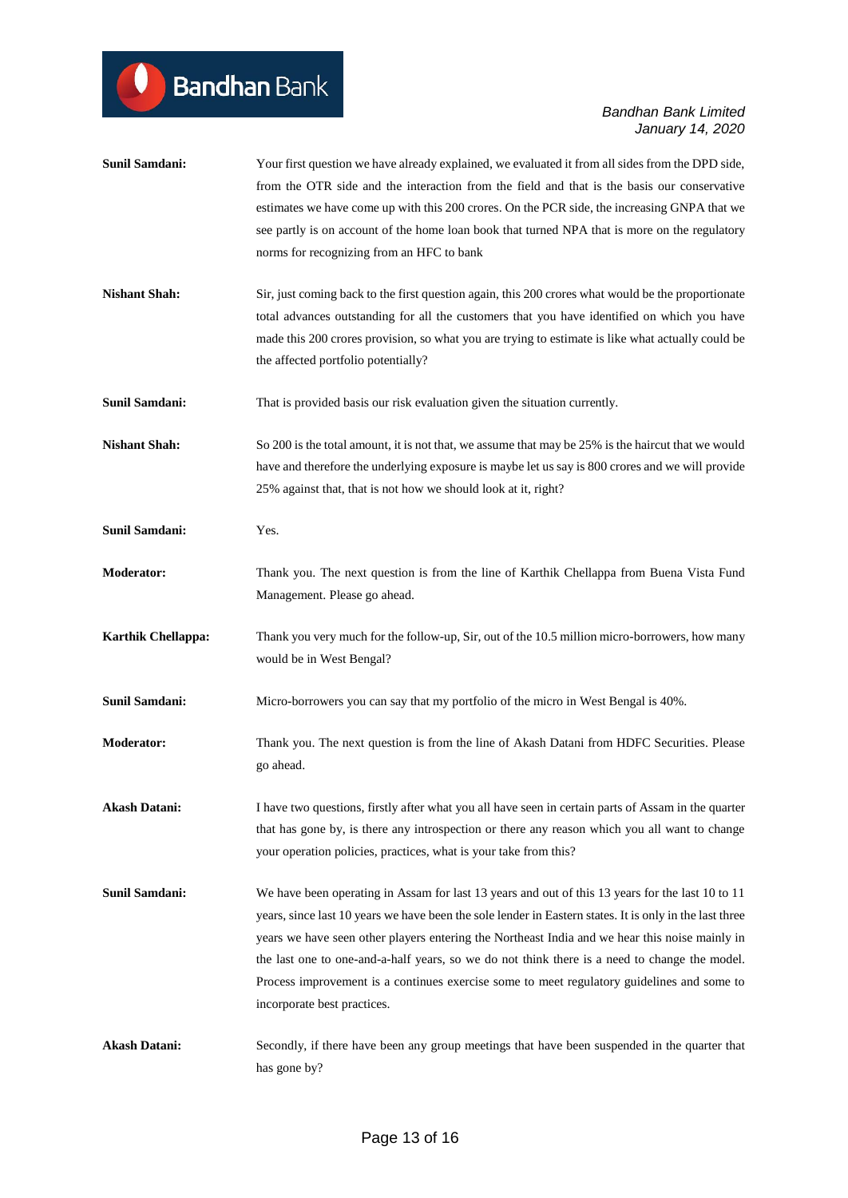**Sunil Samdani:** Your first question we have already explained, we evaluated it from all sides from the DPD side, from the OTR side and the interaction from the field and that is the basis our conservative estimates we have come up with this 200 crores. On the PCR side, the increasing GNPA that we see partly is on account of the home loan book that turned NPA that is more on the regulatory norms for recognizing from an HFC to bank

**Nishant Shah:** Sir, just coming back to the first question again, this 200 crores what would be the proportionate total advances outstanding for all the customers that you have identified on which you have made this 200 crores provision, so what you are trying to estimate is like what actually could be the affected portfolio potentially?

**Sunil Samdani:** That is provided basis our risk evaluation given the situation currently.

**Nishant Shah:** So 200 is the total amount, it is not that, we assume that may be 25% is the haircut that we would have and therefore the underlying exposure is maybe let us say is 800 crores and we will provide 25% against that, that is not how we should look at it, right?

**Sunil Samdani:** Yes.

**Moderator:** Thank you. The next question is from the line of Karthik Chellappa from Buena Vista Fund Management. Please go ahead.

**Karthik Chellappa:** Thank you very much for the follow-up, Sir, out of the 10.5 million micro-borrowers, how many would be in West Bengal?

**Sunil Samdani:** Micro-borrowers you can say that my portfolio of the micro in West Bengal is 40%.

**Moderator:** Thank you. The next question is from the line of Akash Datani from HDFC Securities. Please go ahead.

**Akash Datani:** I have two questions, firstly after what you all have seen in certain parts of Assam in the quarter that has gone by, is there any introspection or there any reason which you all want to change your operation policies, practices, what is your take from this?

**Sunil Samdani:** We have been operating in Assam for last 13 years and out of this 13 years for the last 10 to 11 years, since last 10 years we have been the sole lender in Eastern states. It is only in the last three years we have seen other players entering the Northeast India and we hear this noise mainly in the last one to one-and-a-half years, so we do not think there is a need to change the model. Process improvement is a continues exercise some to meet regulatory guidelines and some to incorporate best practices.

**Akash Datani:** Secondly, if there have been any group meetings that have been suspended in the quarter that has gone by?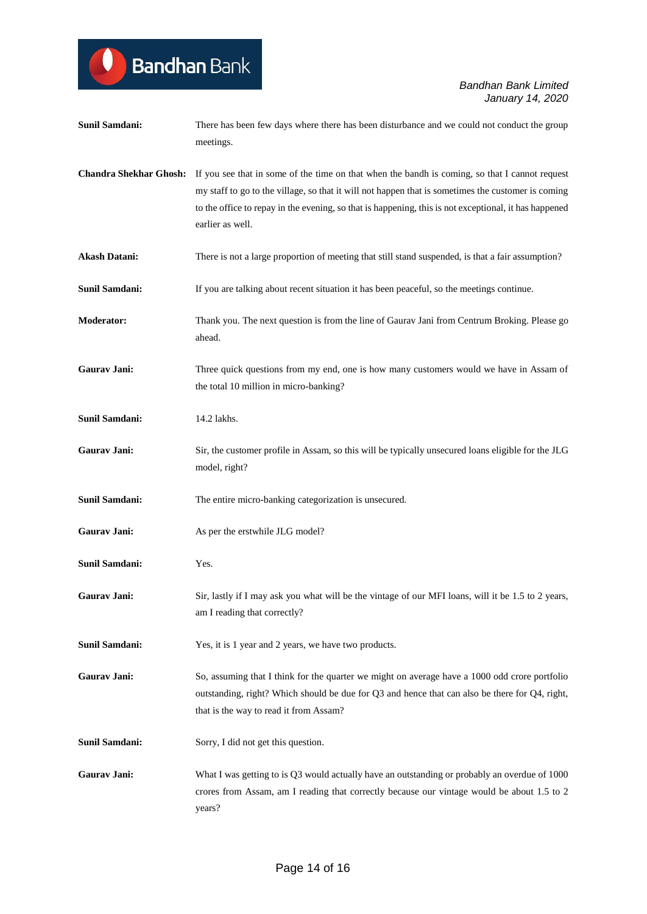**Sunil Samdani:** There has been few days where there has been disturbance and we could not conduct the group meetings.

**Chandra Shekhar Ghosh:** If you see that in some of the time on that when the bandh is coming, so that I cannot request my staff to go to the village, so that it will not happen that is sometimes the customer is coming to the office to repay in the evening, so that is happening, this is not exceptional, it has happened earlier as well.

**Akash Datani:** There is not a large proportion of meeting that still stand suspended, is that a fair assumption?

**Sunil Samdani:** If you are talking about recent situation it has been peaceful, so the meetings continue.

**Moderator:** Thank you. The next question is from the line of Gaurav Jani from Centrum Broking. Please go ahead.

**Gaurav Jani:** Three quick questions from my end, one is how many customers would we have in Assam of the total 10 million in micro-banking?

**Sunil Samdani:** 14.2 lakhs.

**Gaurav Jani:** Sir, the customer profile in Assam, so this will be typically unsecured loans eligible for the JLG model, right?

**Sunil Samdani:** The entire micro-banking categorization is unsecured.

**Gaurav Jani:** As per the erstwhile JLG model?

**Sunil Samdani:** Yes.

**Gaurav Jani:** Sir, lastly if I may ask you what will be the vintage of our MFI loans, will it be 1.5 to 2 years, am I reading that correctly?

**Sunil Samdani:** Yes, it is 1 year and 2 years, we have two products.

**Gaurav Jani:** So, assuming that I think for the quarter we might on average have a 1000 odd crore portfolio outstanding, right? Which should be due for Q3 and hence that can also be there for Q4, right, that is the way to read it from Assam?

**Sunil Samdani:** Sorry, I did not get this question.

**Gaurav Jani:** What I was getting to is Q3 would actually have an outstanding or probably an overdue of 1000 crores from Assam, am I reading that correctly because our vintage would be about 1.5 to 2 years?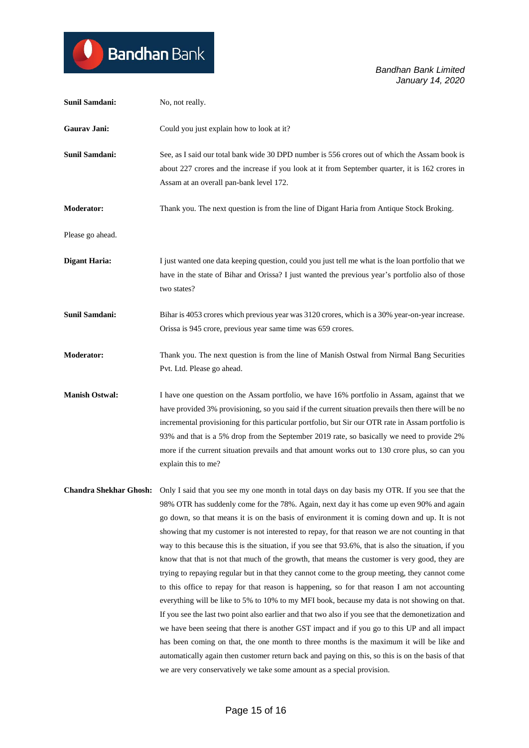**Sunil Samdani:** No, not really.

**Gaurav Jani:** Could you just explain how to look at it?

**Sunil Samdani:** See, as I said our total bank wide 30 DPD number is 556 crores out of which the Assam book is about 227 crores and the increase if you look at it from September quarter, it is 162 crores in Assam at an overall pan-bank level 172.

**Moderator:** Thank you. The next question is from the line of Digant Haria from Antique Stock Broking.

Please go ahead.

**Digant Haria:** I just wanted one data keeping question, could you just tell me what is the loan portfolio that we have in the state of Bihar and Orissa? I just wanted the previous year's portfolio also of those two states?

**Sunil Samdani:** Bihar is 4053 crores which previous year was 3120 crores, which is a 30% year-on-year increase. Orissa is 945 crore, previous year same time was 659 crores.

**Moderator:** Thank you. The next question is from the line of Manish Ostwal from Nirmal Bang Securities Pvt. Ltd. Please go ahead.

**Manish Ostwal:** I have one question on the Assam portfolio, we have 16% portfolio in Assam, against that we have provided 3% provisioning, so you said if the current situation prevails then there will be no incremental provisioning for this particular portfolio, but Sir our OTR rate in Assam portfolio is 93% and that is a 5% drop from the September 2019 rate, so basically we need to provide 2% more if the current situation prevails and that amount works out to 130 crore plus, so can you explain this to me?

**Chandra Shekhar Ghosh:** Only I said that you see my one month in total days on day basis my OTR. If you see that the 98% OTR has suddenly come for the 78%. Again, next day it has come up even 90% and again go down, so that means it is on the basis of environment it is coming down and up. It is not showing that my customer is not interested to repay, for that reason we are not counting in that way to this because this is the situation, if you see that 93.6%, that is also the situation, if you know that that is not that much of the growth, that means the customer is very good, they are trying to repaying regular but in that they cannot come to the group meeting, they cannot come to this office to repay for that reason is happening, so for that reason I am not accounting everything will be like to 5% to 10% to my MFI book, because my data is not showing on that. If you see the last two point also earlier and that two also if you see that the demonetization and we have been seeing that there is another GST impact and if you go to this UP and all impact has been coming on that, the one month to three months is the maximum it will be like and automatically again then customer return back and paying on this, so this is on the basis of that we are very conservatively we take some amount as a special provision.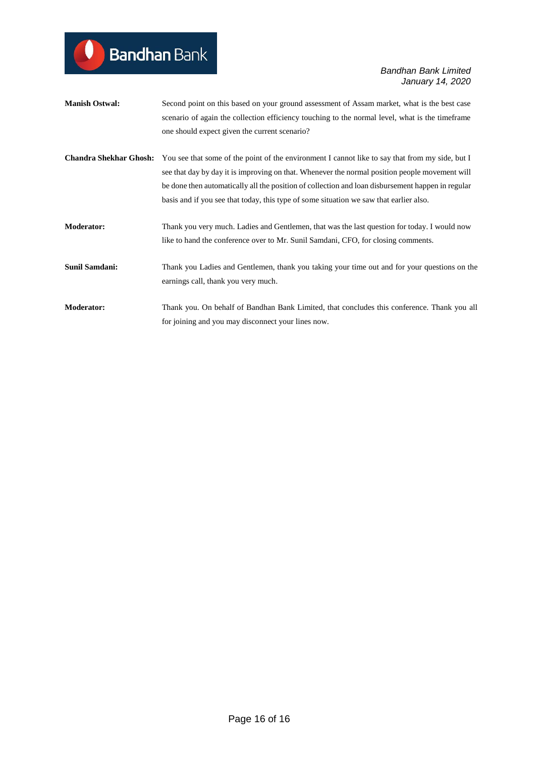**Manish Ostwal:** Second point on this based on your ground assessment of Assam market, what is the best case scenario of again the collection efficiency touching to the normal level, what is the timeframe one should expect given the current scenario?

**Chandra Shekhar Ghosh:** You see that some of the point of the environment I cannot like to say that from my side, but I see that day by day it is improving on that. Whenever the normal position people movement will be done then automatically all the position of collection and loan disbursement happen in regular basis and if you see that today, this type of some situation we saw that earlier also.

**Moderator:** Thank you very much. Ladies and Gentlemen, that was the last question for today. I would now like to hand the conference over to Mr. Sunil Samdani, CFO, for closing comments.

**Sunil Samdani:** Thank you Ladies and Gentlemen, thank you taking your time out and for your questions on the earnings call, thank you very much.

**Moderator:** Thank you. On behalf of Bandhan Bank Limited, that concludes this conference. Thank you all for joining and you may disconnect your lines now.